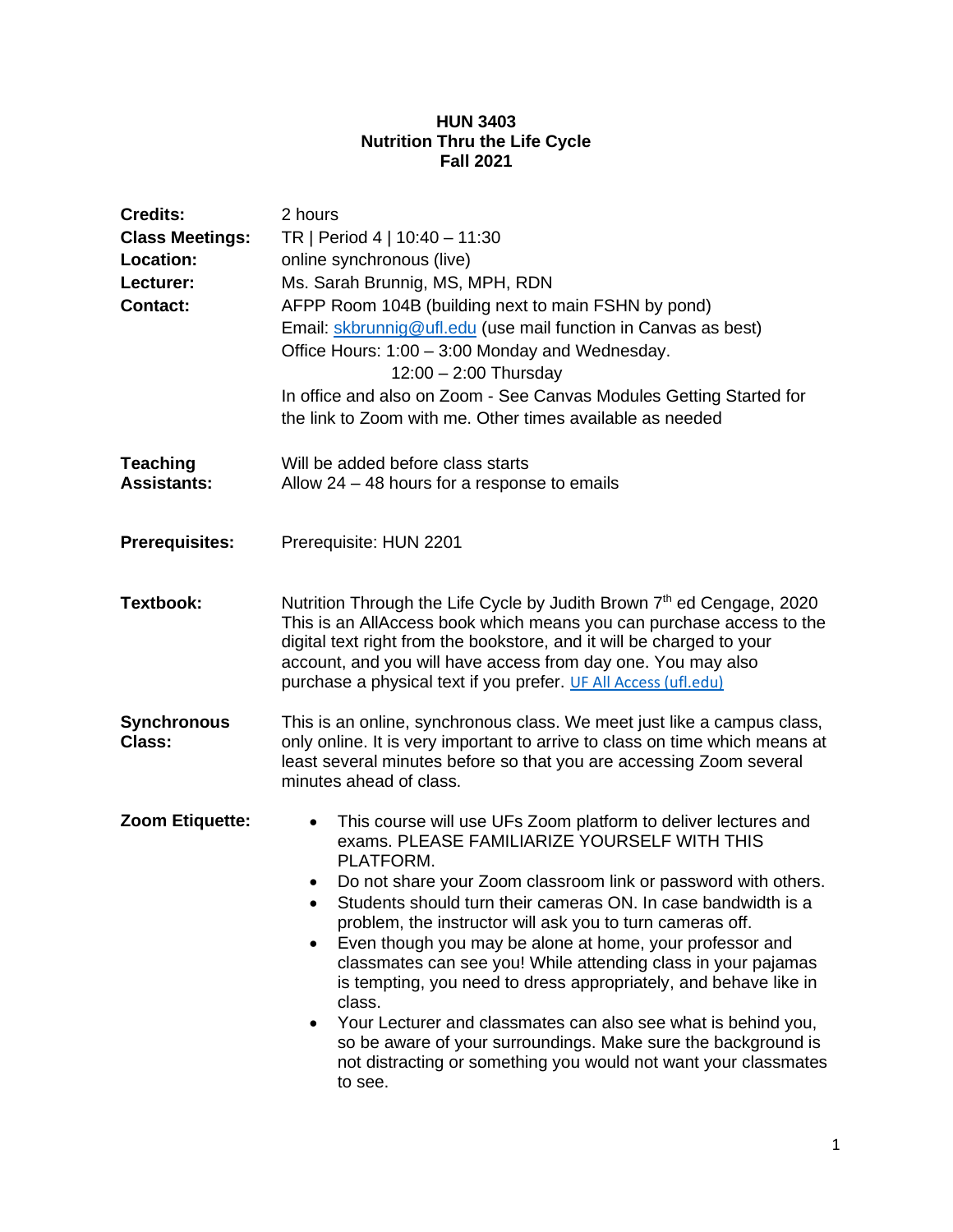# HUN 3403
## Nutrition Thru the Life Cycle
## Fall 2021

| | |
|---|---|
| **Credits:** | 2 hours |
| **Class Meetings:** | TR \| Period 4 \| 10:40 – 11:30 |
| **Location:** | online synchronous (live) |
| **Lecturer:** | Ms. Sarah Brunnig, MS, MPH, RDN |
| **Contact:** | AFPP Room 104B (building next to main FSHN by pond)<br>Email: skbrunnig@ufl.edu (use mail function in Canvas as best)<br>Office Hours: 1:00 – 3:00 Monday and Wednesday.<br>12:00 – 2:00 Thursday<br>In office and also on Zoom - See Canvas Modules Getting Started for the link to Zoom with me. Other times available as needed |
| **Teaching Assistants:** | Will be added before class starts<br>Allow 24 – 48 hours for a response to emails |
| **Prerequisites:** | Prerequisite: HUN 2201 |
| **Textbook:** | Nutrition Through the Life Cycle by Judith Brown 7th ed Cengage, 2020 This is an AllAccess book which means you can purchase access to the digital text right from the bookstore, and it will be charged to your account, and you will have access from day one. You may also purchase a physical text if you prefer. UF All Access (ufl.edu) |
| **Synchronous Class:** | This is an online, synchronous class. We meet just like a campus class, only online. It is very important to arrive to class on time which means at least several minutes before so that you are accessing Zoom several minutes ahead of class. |

**Zoom Etiquette:**

- This course will use UFs Zoom platform to deliver lectures and exams. PLEASE FAMILIARIZE YOURSELF WITH THIS PLATFORM.
- Do not share your Zoom classroom link or password with others.
- Students should turn their cameras ON. In case bandwidth is a problem, the instructor will ask you to turn cameras off.
- Even though you may be alone at home, your professor and classmates can see you! While attending class in your pajamas is tempting, you need to dress appropriately, and behave like in class.
- Your Lecturer and classmates can also see what is behind you, so be aware of your surroundings. Make sure the background is not distracting or something you would not want your classmates to see.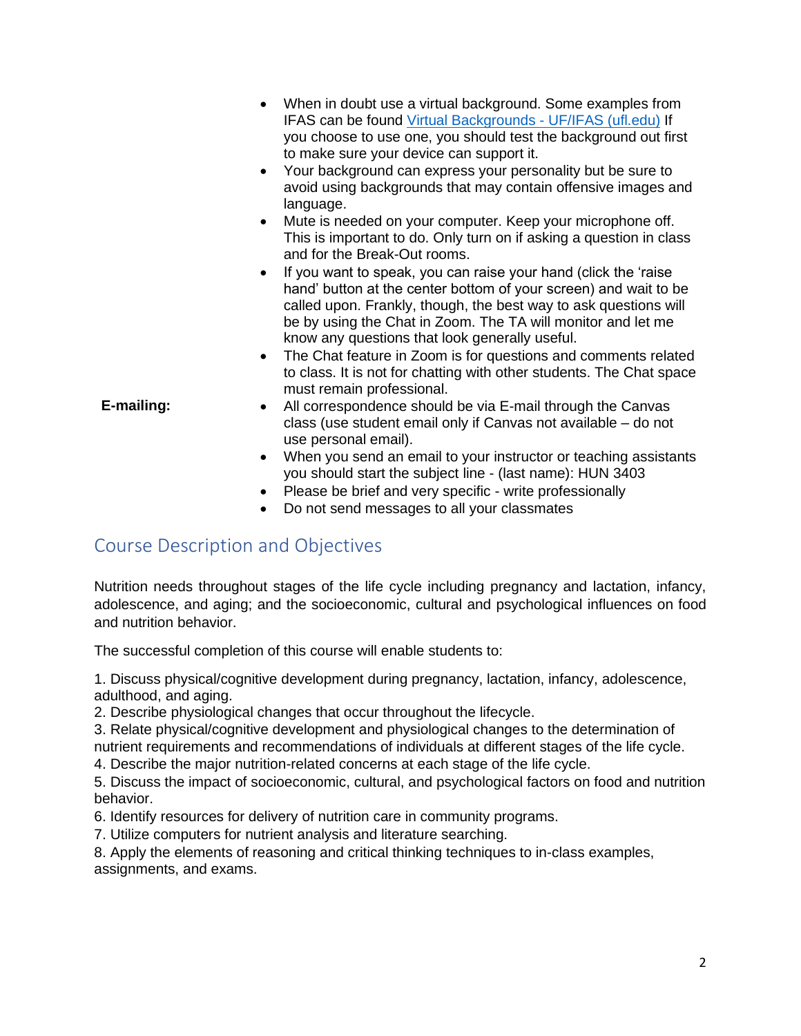- When in doubt use a virtual background. Some examples from IFAS can be found [Virtual Backgrounds - UF/IFAS (ufl.edu)](Virtual Backgrounds - UF/IFAS (ufl.edu)) If you choose to use one, you should test the background out first to make sure your device can support it.
- Your background can express your personality but be sure to avoid using backgrounds that may contain offensive images and language.
- Mute is needed on your computer. Keep your microphone off. This is important to do. Only turn on if asking a question in class and for the Break-Out rooms.
- If you want to speak, you can raise your hand (click the 'raise hand' button at the center bottom of your screen) and wait to be called upon. Frankly, though, the best way to ask questions will be by using the Chat in Zoom. The TA will monitor and let me know any questions that look generally useful.
- The Chat feature in Zoom is for questions and comments related to class. It is not for chatting with other students. The Chat space must remain professional.

**E-mailing:**

- All correspondence should be via E-mail through the Canvas class (use student email only if Canvas not available – do not use personal email).
- When you send an email to your instructor or teaching assistants you should start the subject line - (last name): HUN 3403
- Please be brief and very specific - write professionally
- Do not send messages to all your classmates

## Course Description and Objectives

Nutrition needs throughout stages of the life cycle including pregnancy and lactation, infancy, adolescence, and aging; and the socioeconomic, cultural and psychological influences on food and nutrition behavior.

The successful completion of this course will enable students to:

1. Discuss physical/cognitive development during pregnancy, lactation, infancy, adolescence, adulthood, and aging.
2. Describe physiological changes that occur throughout the lifecycle.
3. Relate physical/cognitive development and physiological changes to the determination of nutrient requirements and recommendations of individuals at different stages of the life cycle.
4. Describe the major nutrition-related concerns at each stage of the life cycle.
5. Discuss the impact of socioeconomic, cultural, and psychological factors on food and nutrition behavior.
6. Identify resources for delivery of nutrition care in community programs.
7. Utilize computers for nutrient analysis and literature searching.
8. Apply the elements of reasoning and critical thinking techniques to in-class examples, assignments, and exams.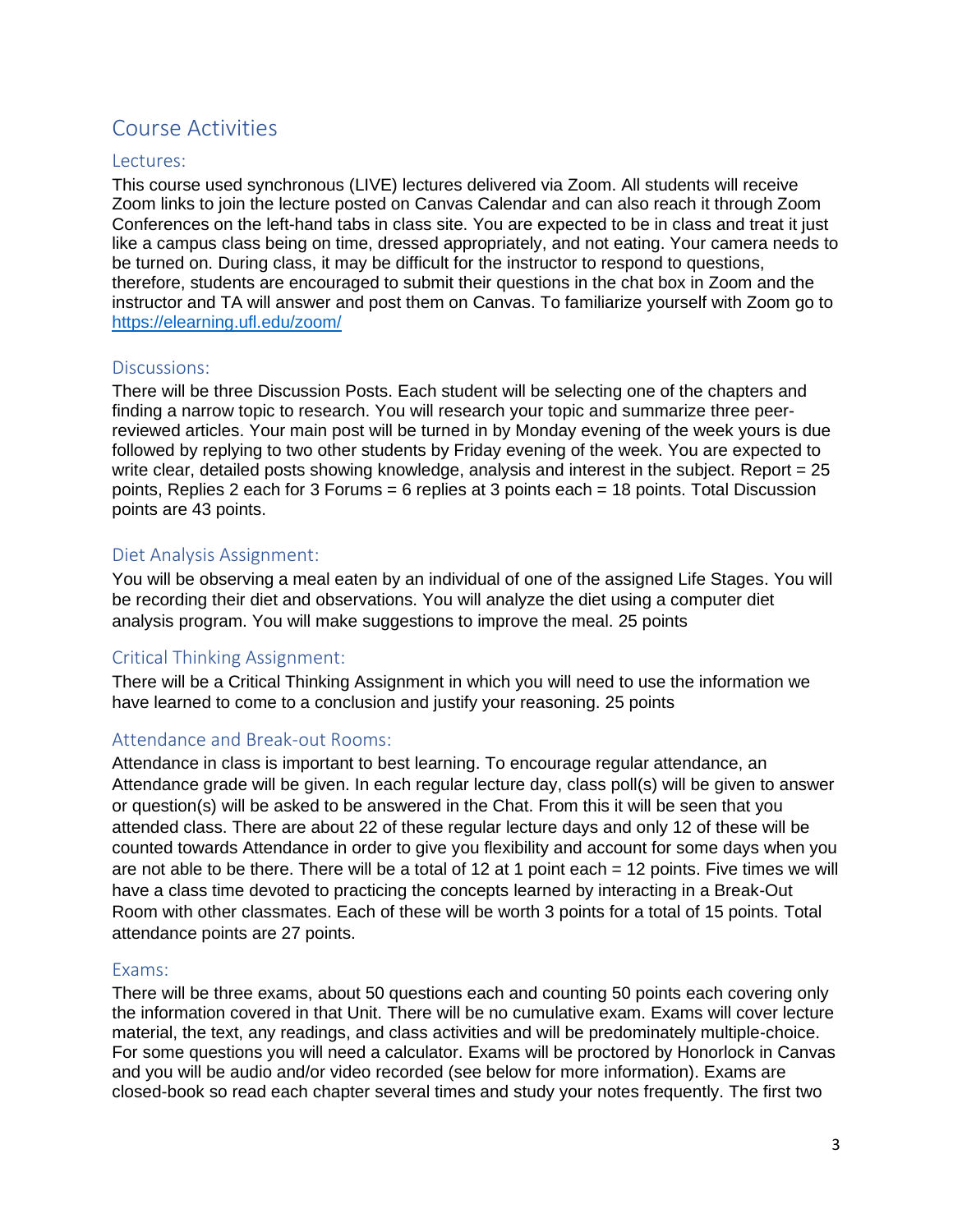# Course Activities

## Lectures:

This course used synchronous (LIVE) lectures delivered via Zoom. All students will receive Zoom links to join the lecture posted on Canvas Calendar and can also reach it through Zoom Conferences on the left-hand tabs in class site. You are expected to be in class and treat it just like a campus class being on time, dressed appropriately, and not eating. Your camera needs to be turned on. During class, it may be difficult for the instructor to respond to questions, therefore, students are encouraged to submit their questions in the chat box in Zoom and the instructor and TA will answer and post them on Canvas. To familiarize yourself with Zoom go to [https://elearning.ufl.edu/zoom/](https://elearning.ufl.edu/zoom/)

## Discussions:

There will be three Discussion Posts. Each student will be selecting one of the chapters and finding a narrow topic to research. You will research your topic and summarize three peer-reviewed articles. Your main post will be turned in by Monday evening of the week yours is due followed by replying to two other students by Friday evening of the week. You are expected to write clear, detailed posts showing knowledge, analysis and interest in the subject. Report = 25 points, Replies 2 each for 3 Forums = 6 replies at 3 points each = 18 points. Total Discussion points are 43 points.

## Diet Analysis Assignment:

You will be observing a meal eaten by an individual of one of the assigned Life Stages. You will be recording their diet and observations. You will analyze the diet using a computer diet analysis program. You will make suggestions to improve the meal. 25 points

## Critical Thinking Assignment:

There will be a Critical Thinking Assignment in which you will need to use the information we have learned to come to a conclusion and justify your reasoning. 25 points

## Attendance and Break-out Rooms:

Attendance in class is important to best learning. To encourage regular attendance, an Attendance grade will be given. In each regular lecture day, class poll(s) will be given to answer or question(s) will be asked to be answered in the Chat. From this it will be seen that you attended class. There are about 22 of these regular lecture days and only 12 of these will be counted towards Attendance in order to give you flexibility and account for some days when you are not able to be there. There will be a total of 12 at 1 point each = 12 points. Five times we will have a class time devoted to practicing the concepts learned by interacting in a Break-Out Room with other classmates. Each of these will be worth 3 points for a total of 15 points. Total attendance points are 27 points.

## Exams:

There will be three exams, about 50 questions each and counting 50 points each covering only the information covered in that Unit. There will be no cumulative exam. Exams will cover lecture material, the text, any readings, and class activities and will be predominately multiple-choice. For some questions you will need a calculator. Exams will be proctored by Honorlock in Canvas and you will be audio and/or video recorded (see below for more information). Exams are closed-book so read each chapter several times and study your notes frequently. The first two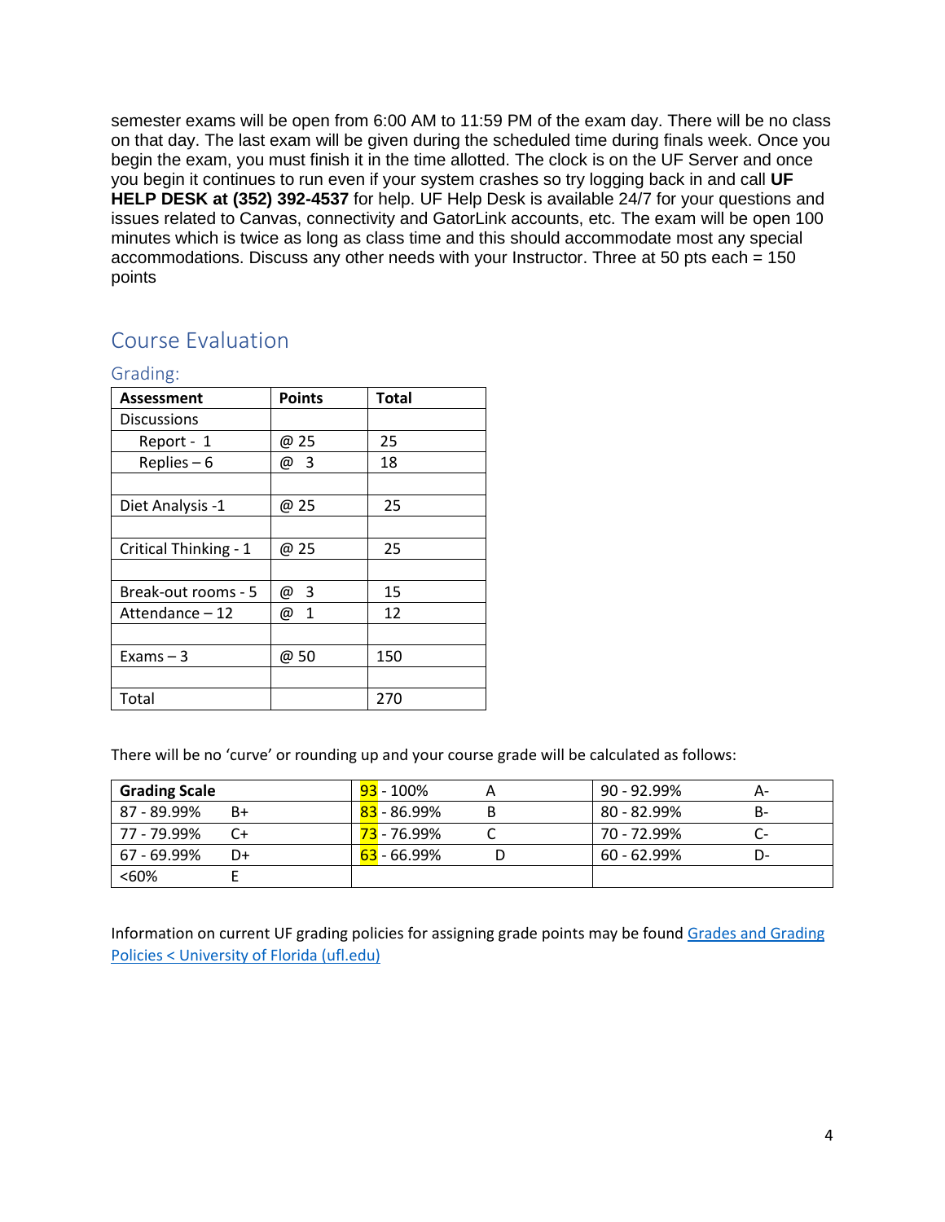semester exams will be open from 6:00 AM to 11:59 PM of the exam day. There will be no class on that day. The last exam will be given during the scheduled time during finals week. Once you begin the exam, you must finish it in the time allotted. The clock is on the UF Server and once you begin it continues to run even if your system crashes so try logging back in and call **UF HELP DESK at (352) 392-4537** for help. UF Help Desk is available 24/7 for your questions and issues related to Canvas, connectivity and GatorLink accounts, etc. The exam will be open 100 minutes which is twice as long as class time and this should accommodate most any special accommodations. Discuss any other needs with your Instructor. Three at 50 pts each = 150 points

## Course Evaluation

### Grading:

| Assessment | Points | Total |
|---|---|---|
| Discussions | | |
| Report - 1 | @ 25 | 25 |
| Replies – 6 | @ 3 | 18 |
| | | |
| Diet Analysis -1 | @ 25 | 25 |
| | | |
| Critical Thinking - 1 | @ 25 | 25 |
| | | |
| Break-out rooms - 5 | @ 3 | 15 |
| Attendance – 12 | @ 1 | 12 |
| | | |
| Exams – 3 | @ 50 | 150 |
| | | |
| Total | | 270 |

There will be no 'curve' or rounding up and your course grade will be calculated as follows:

| Grading Scale | | | | | |
|---|---|---|---|---|---|
| | | 93 - 100% | A | 90 - 92.99% | A- |
| 87 - 89.99% | B+ | 83 - 86.99% | B | 80 - 82.99% | B- |
| 77 - 79.99% | C+ | 73 - 76.99% | C | 70 - 72.99% | C- |
| 67 - 69.99% | D+ | 63 - 66.99% | D | 60 - 62.99% | D- |
| <60% | E | | | | |

Information on current UF grading policies for assigning grade points may be found [Grades and Grading Policies < University of Florida (ufl.edu)]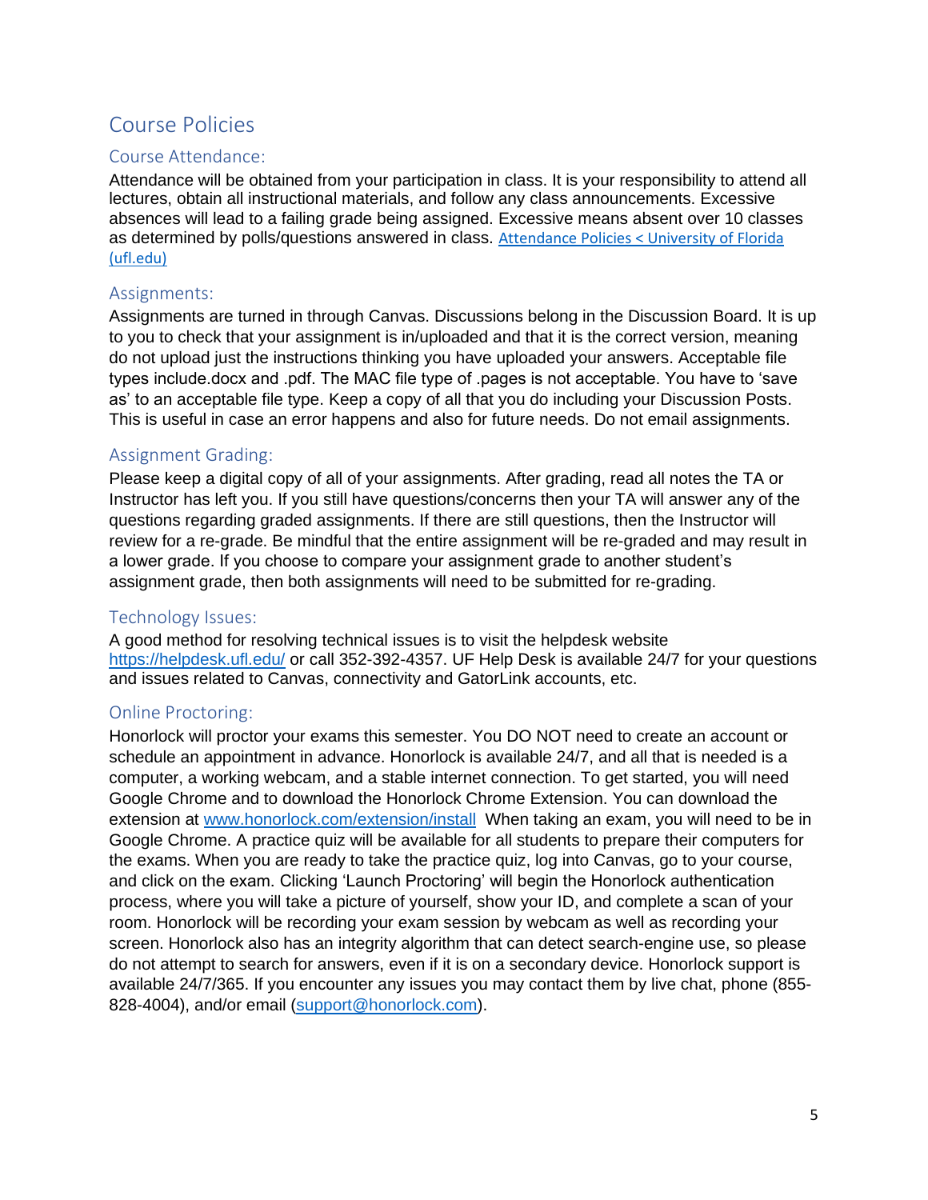# Course Policies

## Course Attendance:

Attendance will be obtained from your participation in class. It is your responsibility to attend all lectures, obtain all instructional materials, and follow any class announcements. Excessive absences will lead to a failing grade being assigned. Excessive means absent over 10 classes as determined by polls/questions answered in class. [Attendance Policies < University of Florida (ufl.edu)](#)

## Assignments:

Assignments are turned in through Canvas. Discussions belong in the Discussion Board. It is up to you to check that your assignment is in/uploaded and that it is the correct version, meaning do not upload just the instructions thinking you have uploaded your answers. Acceptable file types include.docx and .pdf. The MAC file type of .pages is not acceptable. You have to 'save as' to an acceptable file type. Keep a copy of all that you do including your Discussion Posts. This is useful in case an error happens and also for future needs. Do not email assignments.

## Assignment Grading:

Please keep a digital copy of all of your assignments. After grading, read all notes the TA or Instructor has left you. If you still have questions/concerns then your TA will answer any of the questions regarding graded assignments. If there are still questions, then the Instructor will review for a re-grade. Be mindful that the entire assignment will be re-graded and may result in a lower grade. If you choose to compare your assignment grade to another student's assignment grade, then both assignments will need to be submitted for re-grading.

## Technology Issues:

A good method for resolving technical issues is to visit the helpdesk website https://helpdesk.ufl.edu/ or call 352-392-4357. UF Help Desk is available 24/7 for your questions and issues related to Canvas, connectivity and GatorLink accounts, etc.

## Online Proctoring:

Honorlock will proctor your exams this semester. You DO NOT need to create an account or schedule an appointment in advance. Honorlock is available 24/7, and all that is needed is a computer, a working webcam, and a stable internet connection. To get started, you will need Google Chrome and to download the Honorlock Chrome Extension. You can download the extension at www.honorlock.com/extension/install When taking an exam, you will need to be in Google Chrome. A practice quiz will be available for all students to prepare their computers for the exams. When you are ready to take the practice quiz, log into Canvas, go to your course, and click on the exam. Clicking 'Launch Proctoring' will begin the Honorlock authentication process, where you will take a picture of yourself, show your ID, and complete a scan of your room. Honorlock will be recording your exam session by webcam as well as recording your screen. Honorlock also has an integrity algorithm that can detect search-engine use, so please do not attempt to search for answers, even if it is on a secondary device. Honorlock support is available 24/7/365. If you encounter any issues you may contact them by live chat, phone (855-828-4004), and/or email (support@honorlock.com).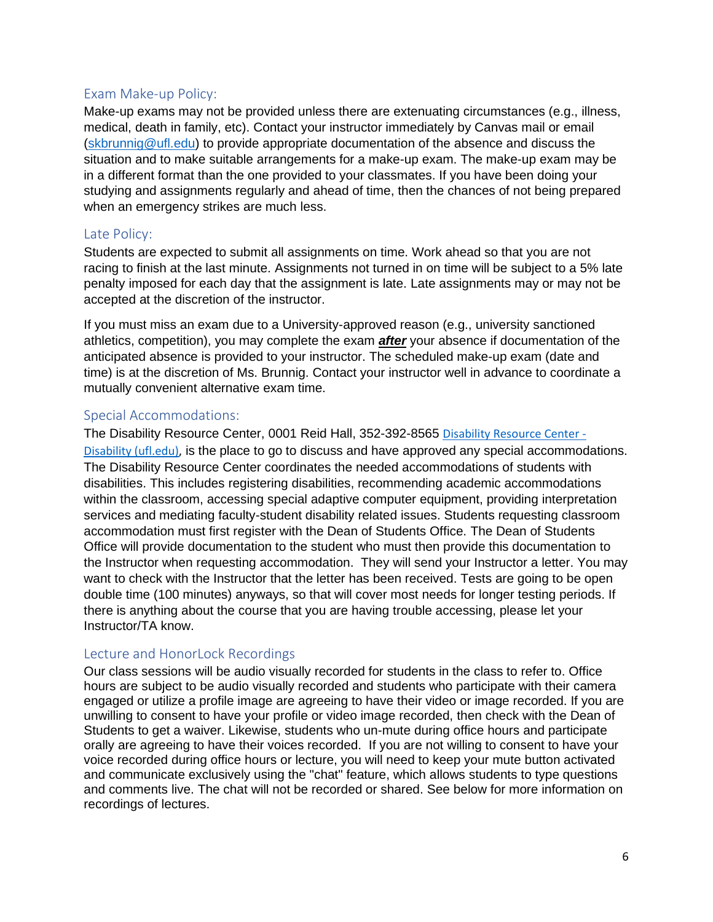## Exam Make-up Policy:

Make-up exams may not be provided unless there are extenuating circumstances (e.g., illness, medical, death in family, etc). Contact your instructor immediately by Canvas mail or email (skbrunnig@ufl.edu) to provide appropriate documentation of the absence and discuss the situation and to make suitable arrangements for a make-up exam. The make-up exam may be in a different format than the one provided to your classmates. If you have been doing your studying and assignments regularly and ahead of time, then the chances of not being prepared when an emergency strikes are much less.

## Late Policy:

Students are expected to submit all assignments on time. Work ahead so that you are not racing to finish at the last minute. Assignments not turned in on time will be subject to a 5% late penalty imposed for each day that the assignment is late. Late assignments may or may not be accepted at the discretion of the instructor.

If you must miss an exam due to a University-approved reason (e.g., university sanctioned athletics, competition), you may complete the exam ***after*** your absence if documentation of the anticipated absence is provided to your instructor. The scheduled make-up exam (date and time) is at the discretion of Ms. Brunnig. Contact your instructor well in advance to coordinate a mutually convenient alternative exam time.

## Special Accommodations:

The Disability Resource Center, 0001 Reid Hall, 352-392-8565 Disability Resource Center - Disability (ufl.edu), is the place to go to discuss and have approved any special accommodations. The Disability Resource Center coordinates the needed accommodations of students with disabilities. This includes registering disabilities, recommending academic accommodations within the classroom, accessing special adaptive computer equipment, providing interpretation services and mediating faculty-student disability related issues. Students requesting classroom accommodation must first register with the Dean of Students Office. The Dean of Students Office will provide documentation to the student who must then provide this documentation to the Instructor when requesting accommodation. They will send your Instructor a letter. You may want to check with the Instructor that the letter has been received. Tests are going to be open double time (100 minutes) anyways, so that will cover most needs for longer testing periods. If there is anything about the course that you are having trouble accessing, please let your Instructor/TA know.

## Lecture and HonorLock Recordings

Our class sessions will be audio visually recorded for students in the class to refer to. Office hours are subject to be audio visually recorded and students who participate with their camera engaged or utilize a profile image are agreeing to have their video or image recorded. If you are unwilling to consent to have your profile or video image recorded, then check with the Dean of Students to get a waiver. Likewise, students who un-mute during office hours and participate orally are agreeing to have their voices recorded. If you are not willing to consent to have your voice recorded during office hours or lecture, you will need to keep your mute button activated and communicate exclusively using the "chat" feature, which allows students to type questions and comments live. The chat will not be recorded or shared. See below for more information on recordings of lectures.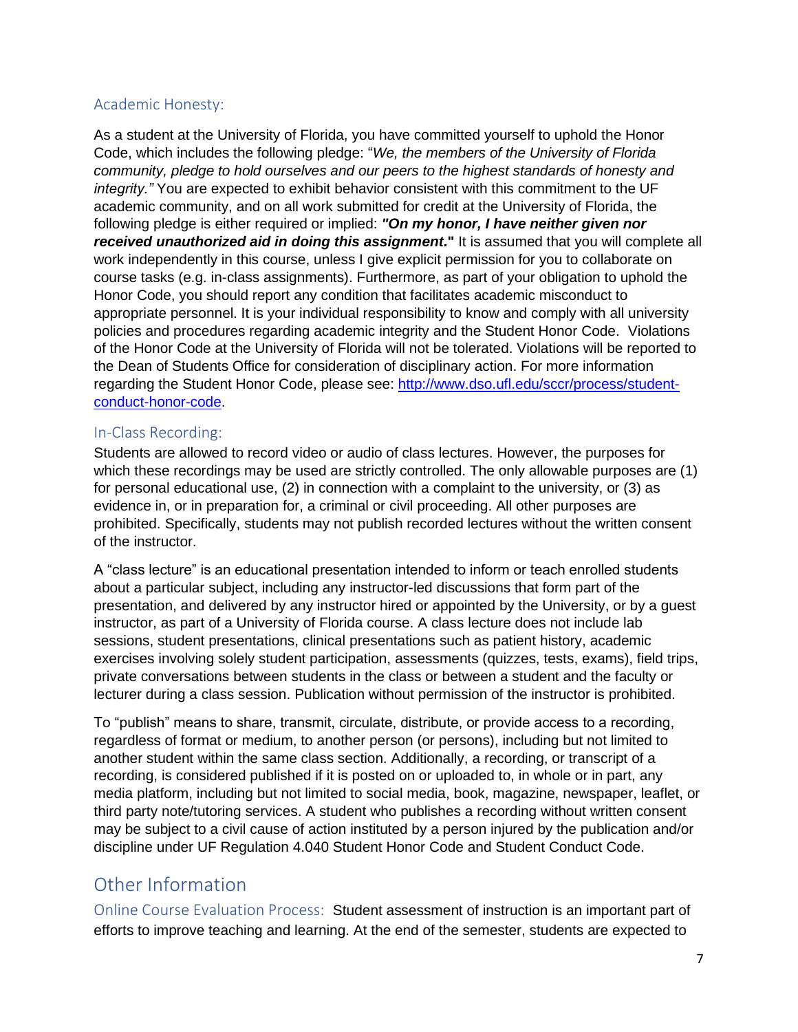### Academic Honesty:

As a student at the University of Florida, you have committed yourself to uphold the Honor Code, which includes the following pledge: "*We, the members of the University of Florida community, pledge to hold ourselves and our peers to the highest standards of honesty and integrity."* You are expected to exhibit behavior consistent with this commitment to the UF academic community, and on all work submitted for credit at the University of Florida, the following pledge is either required or implied: ***"On my honor, I have neither given nor received unauthorized aid in doing this assignment*.**" It is assumed that you will complete all work independently in this course, unless I give explicit permission for you to collaborate on course tasks (e.g. in-class assignments). Furthermore, as part of your obligation to uphold the Honor Code, you should report any condition that facilitates academic misconduct to appropriate personnel. It is your individual responsibility to know and comply with all university policies and procedures regarding academic integrity and the Student Honor Code. Violations of the Honor Code at the University of Florida will not be tolerated. Violations will be reported to the Dean of Students Office for consideration of disciplinary action. For more information regarding the Student Honor Code, please see: [http://www.dso.ufl.edu/sccr/process/student-conduct-honor-code](http://www.dso.ufl.edu/sccr/process/student-conduct-honor-code).

### In-Class Recording:

Students are allowed to record video or audio of class lectures. However, the purposes for which these recordings may be used are strictly controlled. The only allowable purposes are (1) for personal educational use, (2) in connection with a complaint to the university, or (3) as evidence in, or in preparation for, a criminal or civil proceeding. All other purposes are prohibited. Specifically, students may not publish recorded lectures without the written consent of the instructor.

A "class lecture" is an educational presentation intended to inform or teach enrolled students about a particular subject, including any instructor-led discussions that form part of the presentation, and delivered by any instructor hired or appointed by the University, or by a guest instructor, as part of a University of Florida course. A class lecture does not include lab sessions, student presentations, clinical presentations such as patient history, academic exercises involving solely student participation, assessments (quizzes, tests, exams), field trips, private conversations between students in the class or between a student and the faculty or lecturer during a class session. Publication without permission of the instructor is prohibited.

To "publish" means to share, transmit, circulate, distribute, or provide access to a recording, regardless of format or medium, to another person (or persons), including but not limited to another student within the same class section. Additionally, a recording, or transcript of a recording, is considered published if it is posted on or uploaded to, in whole or in part, any media platform, including but not limited to social media, book, magazine, newspaper, leaflet, or third party note/tutoring services. A student who publishes a recording without written consent may be subject to a civil cause of action instituted by a person injured by the publication and/or discipline under UF Regulation 4.040 Student Honor Code and Student Conduct Code.

## Other Information

Online Course Evaluation Process: Student assessment of instruction is an important part of efforts to improve teaching and learning. At the end of the semester, students are expected to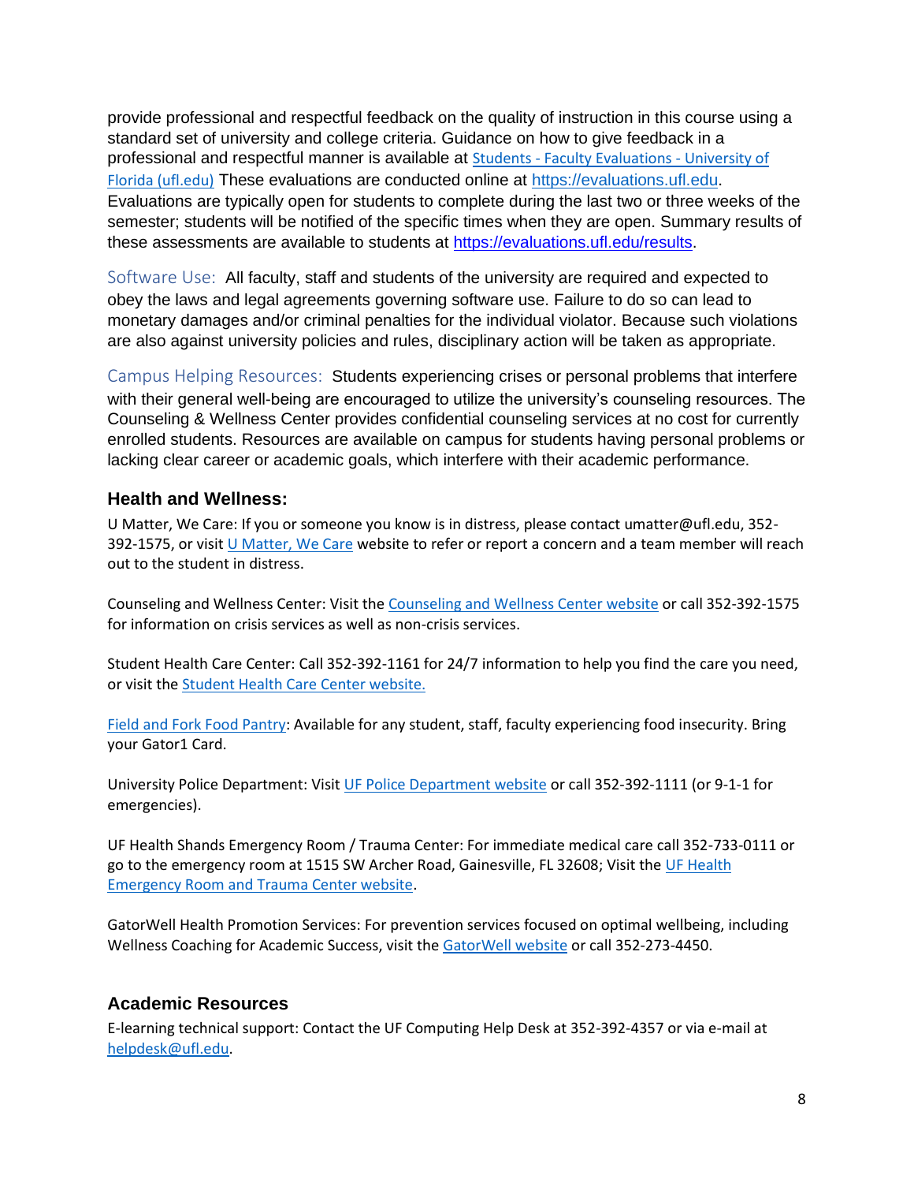provide professional and respectful feedback on the quality of instruction in this course using a standard set of university and college criteria. Guidance on how to give feedback in a professional and respectful manner is available at [Students - Faculty Evaluations - University of Florida (ufl.edu)](https://evaluations.ufl.edu) These evaluations are conducted online at [https://evaluations.ufl.edu](https://evaluations.ufl.edu). Evaluations are typically open for students to complete during the last two or three weeks of the semester; students will be notified of the specific times when they are open. Summary results of these assessments are available to students at [https://evaluations.ufl.edu/results](https://evaluations.ufl.edu/results).

Software Use: All faculty, staff and students of the university are required and expected to obey the laws and legal agreements governing software use. Failure to do so can lead to monetary damages and/or criminal penalties for the individual violator. Because such violations are also against university policies and rules, disciplinary action will be taken as appropriate.

Campus Helping Resources: Students experiencing crises or personal problems that interfere with their general well-being are encouraged to utilize the university's counseling resources. The Counseling & Wellness Center provides confidential counseling services at no cost for currently enrolled students. Resources are available on campus for students having personal problems or lacking clear career or academic goals, which interfere with their academic performance.

### Health and Wellness:

U Matter, We Care: If you or someone you know is in distress, please contact umatter@ufl.edu, 352-392-1575, or visit U Matter, We Care website to refer or report a concern and a team member will reach out to the student in distress.

Counseling and Wellness Center: Visit the Counseling and Wellness Center website or call 352-392-1575 for information on crisis services as well as non-crisis services.

Student Health Care Center: Call 352-392-1161 for 24/7 information to help you find the care you need, or visit the Student Health Care Center website.

Field and Fork Food Pantry: Available for any student, staff, faculty experiencing food insecurity. Bring your Gator1 Card.

University Police Department: Visit UF Police Department website or call 352-392-1111 (or 9-1-1 for emergencies).

UF Health Shands Emergency Room / Trauma Center: For immediate medical care call 352-733-0111 or go to the emergency room at 1515 SW Archer Road, Gainesville, FL 32608; Visit the UF Health Emergency Room and Trauma Center website.

GatorWell Health Promotion Services: For prevention services focused on optimal wellbeing, including Wellness Coaching for Academic Success, visit the GatorWell website or call 352-273-4450.

### Academic Resources

E-learning technical support: Contact the UF Computing Help Desk at 352-392-4357 or via e-mail at helpdesk@ufl.edu.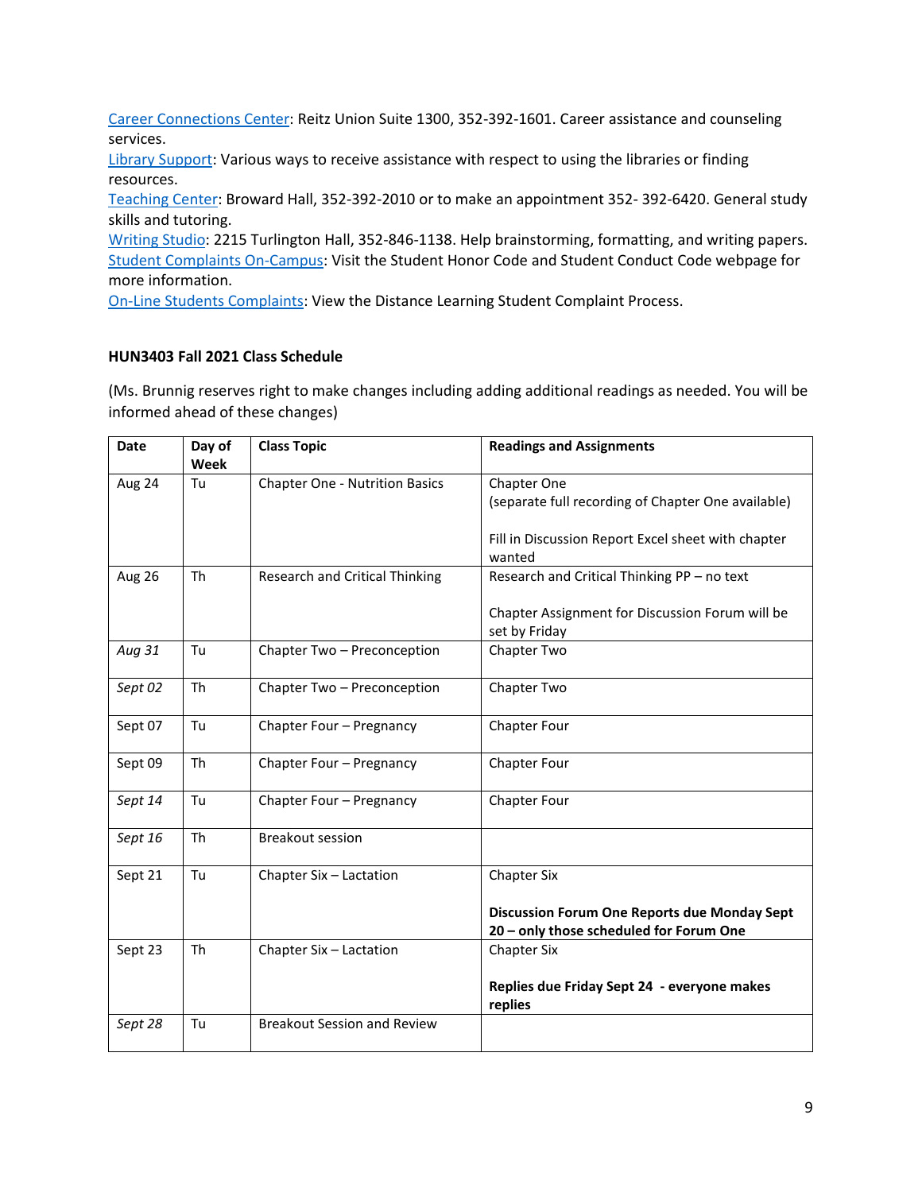[Career Connections Center]: Reitz Union Suite 1300, 352-392-1601. Career assistance and counseling services.
[Library Support]: Various ways to receive assistance with respect to using the libraries or finding resources.
[Teaching Center]: Broward Hall, 352-392-2010 or to make an appointment 352- 392-6420. General study skills and tutoring.
[Writing Studio]: 2215 Turlington Hall, 352-846-1138. Help brainstorming, formatting, and writing papers.
[Student Complaints On-Campus]: Visit the Student Honor Code and Student Conduct Code webpage for more information.
[On-Line Students Complaints]: View the Distance Learning Student Complaint Process.

**HUN3403 Fall 2021 Class Schedule**

(Ms. Brunnig reserves right to make changes including adding additional readings as needed. You will be informed ahead of these changes)

| Date | Day of Week | Class Topic | Readings and Assignments |
|---|---|---|---|
| Aug 24 | Tu | Chapter One - Nutrition Basics | Chapter One<br>(separate full recording of Chapter One available)<br><br>Fill in Discussion Report Excel sheet with chapter wanted |
| Aug 26 | Th | Research and Critical Thinking | Research and Critical Thinking PP – no text<br><br>Chapter Assignment for Discussion Forum will be set by Friday |
| *Aug 31* | Tu | Chapter Two – Preconception | Chapter Two |
| *Sept 02* | Th | Chapter Two – Preconception | Chapter Two |
| Sept 07 | Tu | Chapter Four – Pregnancy | Chapter Four |
| Sept 09 | Th | Chapter Four – Pregnancy | Chapter Four |
| *Sept 14* | Tu | Chapter Four – Pregnancy | Chapter Four |
| *Sept 16* | Th | Breakout session | |
| Sept 21 | Tu | Chapter Six – Lactation | Chapter Six<br><br>**Discussion Forum One Reports due Monday Sept 20 – only those scheduled for Forum One** |
| Sept 23 | Th | Chapter Six – Lactation | Chapter Six<br><br>**Replies due Friday Sept 24 - everyone makes replies** |
| *Sept 28* | Tu | Breakout Session and Review | |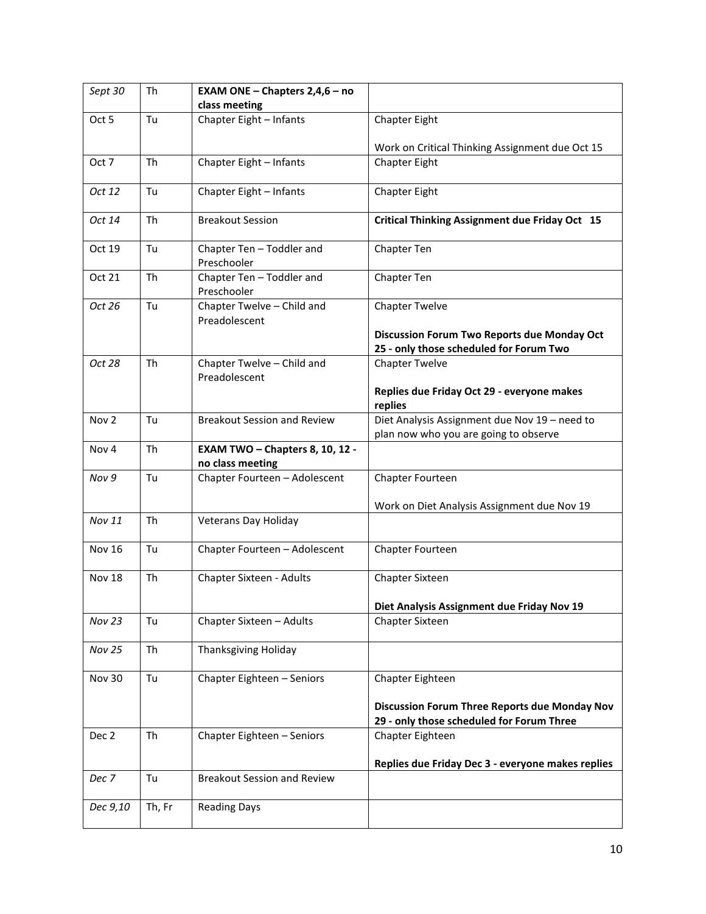| | | | |
|---|---|---|---|
| *Sept 30* | Th | **EXAM ONE – Chapters 2,4,6 – no class meeting** | |
| Oct 5 | Tu | Chapter Eight – Infants | Chapter Eight<br><br>Work on Critical Thinking Assignment due Oct 15 |
| Oct 7 | Th | Chapter Eight – Infants | Chapter Eight |
| *Oct 12* | Tu | Chapter Eight – Infants | Chapter Eight |
| *Oct 14* | Th | Breakout Session | **Critical Thinking Assignment due Friday Oct 15** |
| Oct 19 | Tu | Chapter Ten – Toddler and Preschooler | Chapter Ten |
| Oct 21 | Th | Chapter Ten – Toddler and Preschooler | Chapter Ten |
| *Oct 26* | Tu | Chapter Twelve – Child and Preadolescent | Chapter Twelve<br><br>**Discussion Forum Two Reports due Monday Oct 25 - only those scheduled for Forum Two** |
| *Oct 28* | Th | Chapter Twelve – Child and Preadolescent | Chapter Twelve<br><br>**Replies due Friday Oct 29 - everyone makes replies** |
| Nov 2 | Tu | Breakout Session and Review | Diet Analysis Assignment due Nov 19 – need to plan now who you are going to observe |
| Nov 4 | Th | **EXAM TWO – Chapters 8, 10, 12 - no class meeting** | |
| *Nov 9* | Tu | Chapter Fourteen – Adolescent | Chapter Fourteen<br><br>Work on Diet Analysis Assignment due Nov 19 |
| *Nov 11* | Th | Veterans Day Holiday | |
| Nov 16 | Tu | Chapter Fourteen – Adolescent | Chapter Fourteen |
| Nov 18 | Th | Chapter Sixteen - Adults | Chapter Sixteen<br><br>**Diet Analysis Assignment due Friday Nov 19** |
| *Nov 23* | Tu | Chapter Sixteen – Adults | Chapter Sixteen |
| *Nov 25* | Th | Thanksgiving Holiday | |
| Nov 30 | Tu | Chapter Eighteen – Seniors | Chapter Eighteen<br><br>**Discussion Forum Three Reports due Monday Nov 29 - only those scheduled for Forum Three** |
| Dec 2 | Th | Chapter Eighteen – Seniors | Chapter Eighteen<br><br>**Replies due Friday Dec 3 - everyone makes replies** |
| *Dec 7* | Tu | Breakout Session and Review | |
| *Dec 9,10* | Th, Fr | Reading Days | |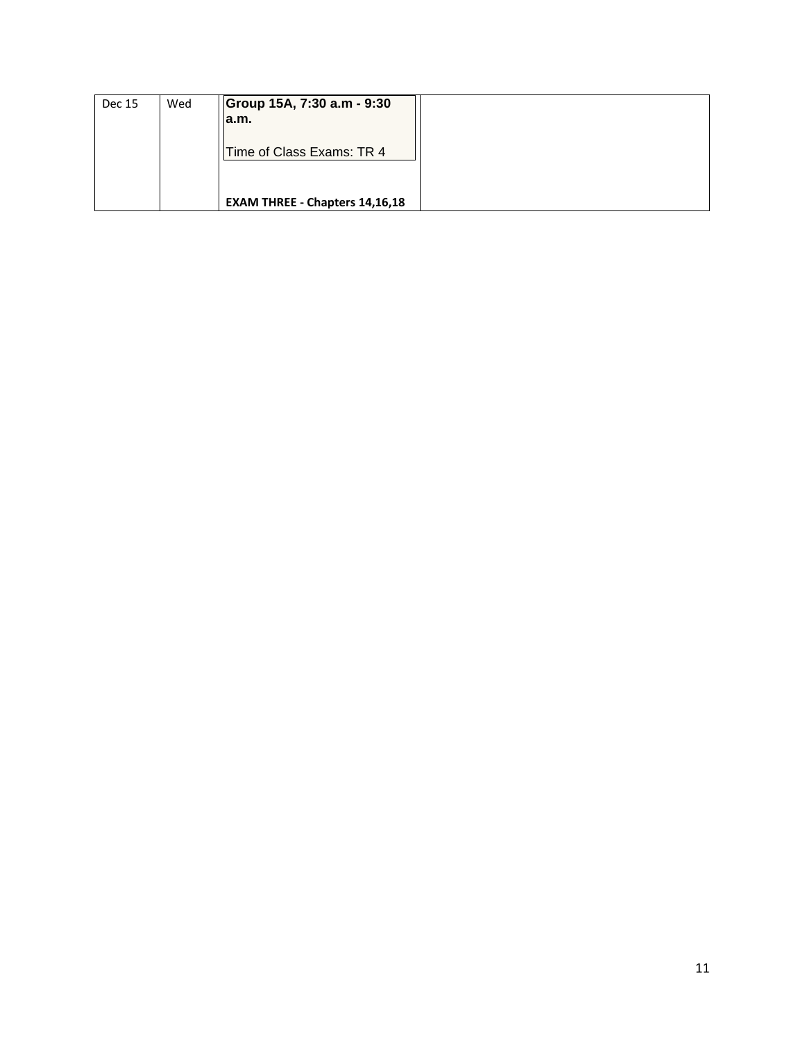| | | | |
|---|---|---|---|
| Dec 15 | Wed | **Group 15A, 7:30 a.m - 9:30 a.m.**<br><br>Time of Class Exams: TR 4<br><br>**EXAM THREE - Chapters 14,16,18** | |